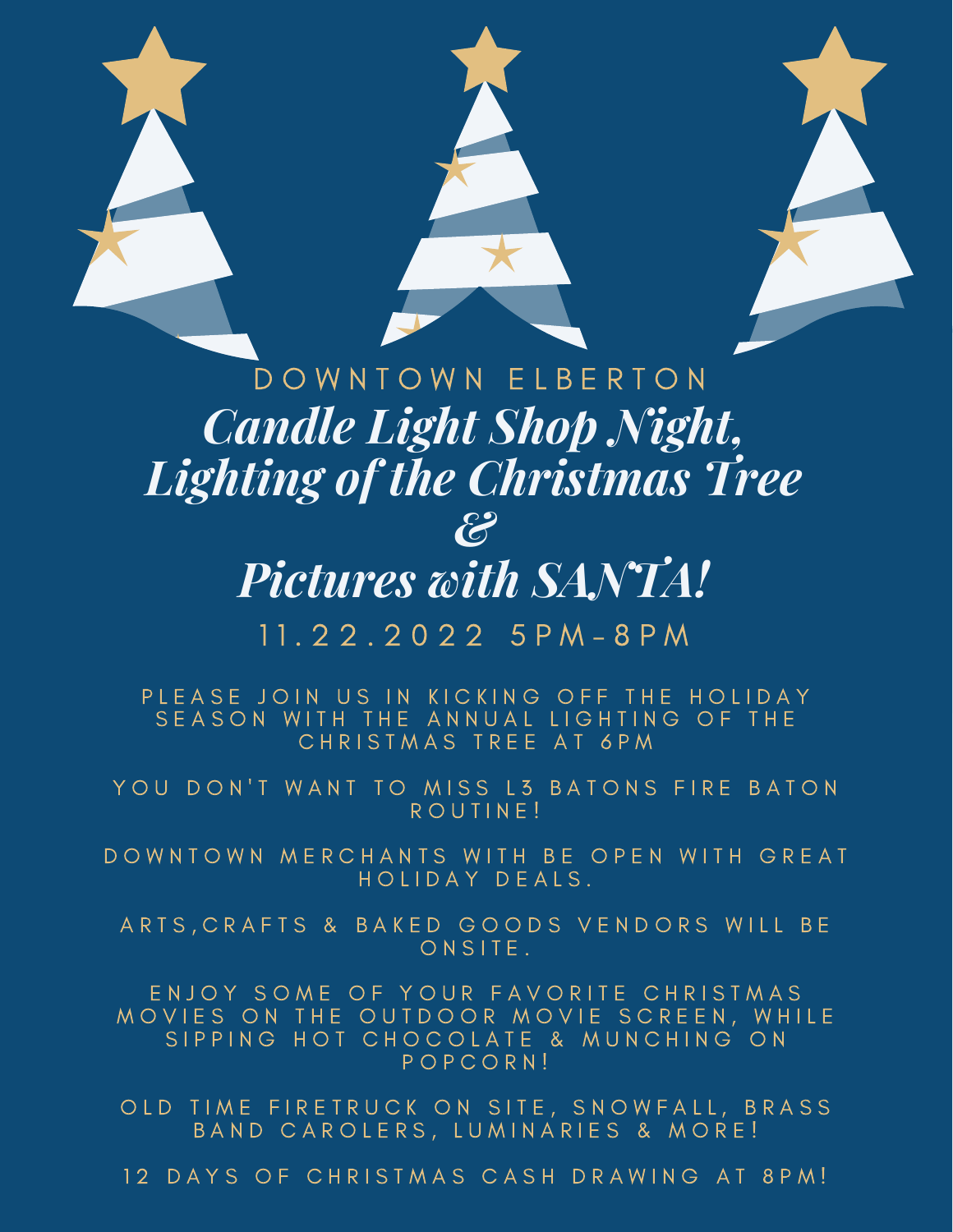DOWNTOWN ELBERTON

# *Candle Light Shop Night, Lighting of the Christmas Tree & Pictures with SANTA!*

11.22.2022 5PM-8PM

PLEASE JOIN US IN KICKING OFF THE HOLIDAY SEASON WITH THE ANNUAL LIGHTING OF THE CHRISTMAS TREE AT 6PM

YOU DON'T WANT TO MISS L3 BATONS FIRE BATON ROUTINE!

DOWNTOWN MERCHANTS WITH BE OPEN WITH GREAT HOLIDAY DEALS.

ARTS,CRAFTS & BAKED GOODS VENDORS WILL BE ONSITE.

ENJOY SOME OF YOUR FAVORITE CHRISTMAS MOVIES ON THE OUTDOOR MOVIE SCREEN, WHILE SIPPING HOT CHOCOLATE & MUNCHING ON POPCORN!

OLD TIME FIRETRUCK ON SITE, SNOWFALL, BRASS BAND CAROLERS, LUMINARIES & MORE!

12 DAYS OF CHRISTMAS CASH DRAWING AT 8PM!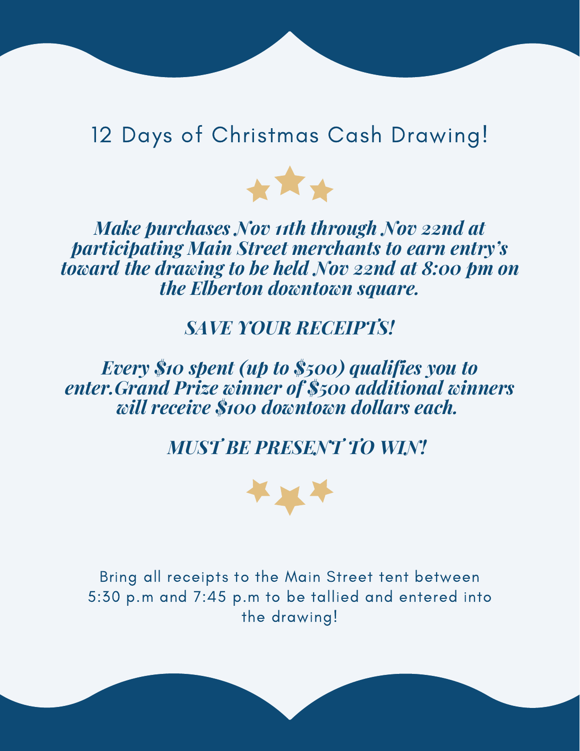# 12 Days of Christmas Cash Drawing!

***Make purchases Nov 11th through Nov 22nd at participating Main Street merchants to earn entry's toward the drawing to be held Nov 22nd at 8:00 pm on the Elberton downtown square.***

***SAVE YOUR RECEIPTS!***

***Every $10 spent (up to $500) qualifies you to enter.Grand Prize winner of $500 additional winners will receive $100 downtown dollars each.***

***MUST BE PRESENT TO WIN!***

Bring all receipts to the Main Street tent between 5:30 p.m and 7:45 p.m to be tallied and entered into the drawing!